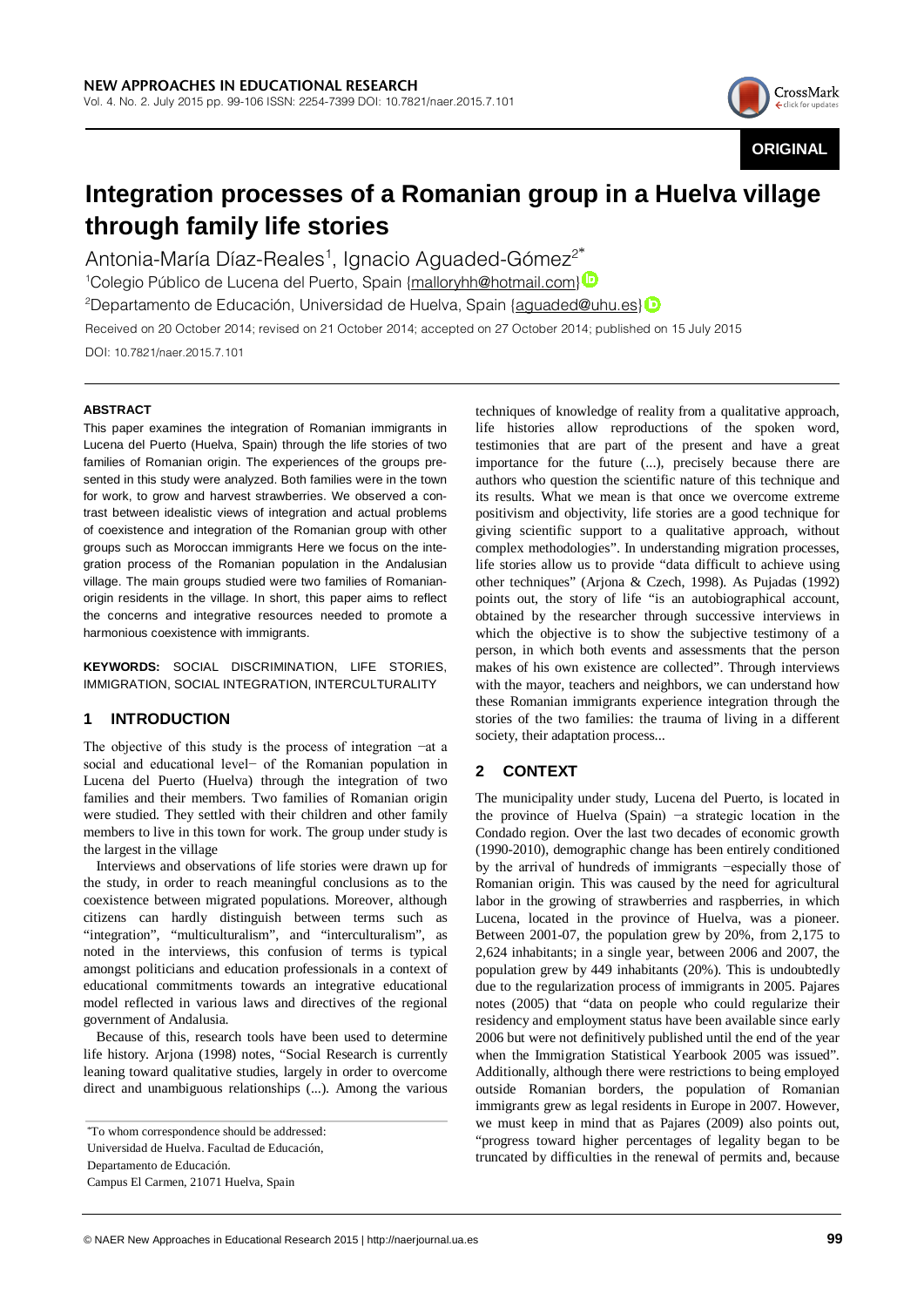ORIGINAL

# Integration processes of a Romanian group in a Huelva village through family life stories

Antonia-María Díaz-Reales[1], Ignacio Aguaded-Gómez[2*]

[1]Colegio Público de Lucena del Puerto, Spain {malloryhh@hotmail.com}

[2]Departamento de Educación, Universidad de Huelva, Spain {aguaded@uhu.es}

Received on 20 October 2014; revised on 21 October 2014; accepted on 27 October 2014; published on 15 July 2015

DOI: 10.7821/naer.2015.7.101

### ABSTRACT

This paper examines the integration of Romanian immigrants in Lucena del Puerto (Huelva, Spain) through the life stories of two families of Romanian origin. The experiences of the groups presented in this study were analyzed. Both families were in the town for work, to grow and harvest strawberries. We observed a contrast between idealistic views of integration and actual problems of coexistence and integration of the Romanian group with other groups such as Moroccan immigrants Here we focus on the integration process of the Romanian population in the Andalusian village. The main groups studied were two families of Romanian-origin residents in the village. In short, this paper aims to reflect the concerns and integrative resources needed to promote a harmonious coexistence with immigrants.

**KEYWORDS:** SOCIAL DISCRIMINATION, LIFE STORIES, IMMIGRATION, SOCIAL INTEGRATION, INTERCULTURALITY

## 1 INTRODUCTION

The objective of this study is the process of integration −at a social and educational level− of the Romanian population in Lucena del Puerto (Huelva) through the integration of two families and their members. Two families of Romanian origin were studied. They settled with their children and other family members to live in this town for work. The group under study is the largest in the village

Interviews and observations of life stories were drawn up for the study, in order to reach meaningful conclusions as to the coexistence between migrated populations. Moreover, although citizens can hardly distinguish between terms such as "integration", "multiculturalism", and "interculturalism", as noted in the interviews, this confusion of terms is typical amongst politicians and education professionals in a context of educational commitments towards an integrative educational model reflected in various laws and directives of the regional government of Andalusia.

Because of this, research tools have been used to determine life history. Arjona (1998) notes, "Social Research is currently leaning toward qualitative studies, largely in order to overcome direct and unambiguous relationships (...). Among the various techniques of knowledge of reality from a qualitative approach, life histories allow reproductions of the spoken word, testimonies that are part of the present and have a great importance for the future (...), precisely because there are authors who question the scientific nature of this technique and its results. What we mean is that once we overcome extreme positivism and objectivity, life stories are a good technique for giving scientific support to a qualitative approach, without complex methodologies". In understanding migration processes, life stories allow us to provide "data difficult to achieve using other techniques" (Arjona & Czech, 1998). As Pujadas (1992) points out, the story of life "is an autobiographical account, obtained by the researcher through successive interviews in which the objective is to show the subjective testimony of a person, in which both events and assessments that the person makes of his own existence are collected". Through interviews with the mayor, teachers and neighbors, we can understand how these Romanian immigrants experience integration through the stories of the two families: the trauma of living in a different society, their adaptation process...

## 2 CONTEXT

The municipality under study, Lucena del Puerto, is located in the province of Huelva (Spain) −a strategic location in the Condado region. Over the last two decades of economic growth (1990-2010), demographic change has been entirely conditioned by the arrival of hundreds of immigrants −especially those of Romanian origin. This was caused by the need for agricultural labor in the growing of strawberries and raspberries, in which Lucena, located in the province of Huelva, was a pioneer. Between 2001-07, the population grew by 20%, from 2,175 to 2,624 inhabitants; in a single year, between 2006 and 2007, the population grew by 449 inhabitants (20%). This is undoubtedly due to the regularization process of immigrants in 2005. Pajares notes (2005) that "data on people who could regularize their residency and employment status have been available since early 2006 but were not definitively published until the end of the year when the Immigration Statistical Yearbook 2005 was issued". Additionally, although there were restrictions to being employed outside Romanian borders, the population of Romanian immigrants grew as legal residents in Europe in 2007. However, we must keep in mind that as Pajares (2009) also points out, "progress toward higher percentages of legality began to be truncated by difficulties in the renewal of permits and, because

---

*To whom correspondence should be addressed:
Universidad de Huelva. Facultad de Educación,
Departamento de Educación.
Campus El Carmen, 21071 Huelva, Spain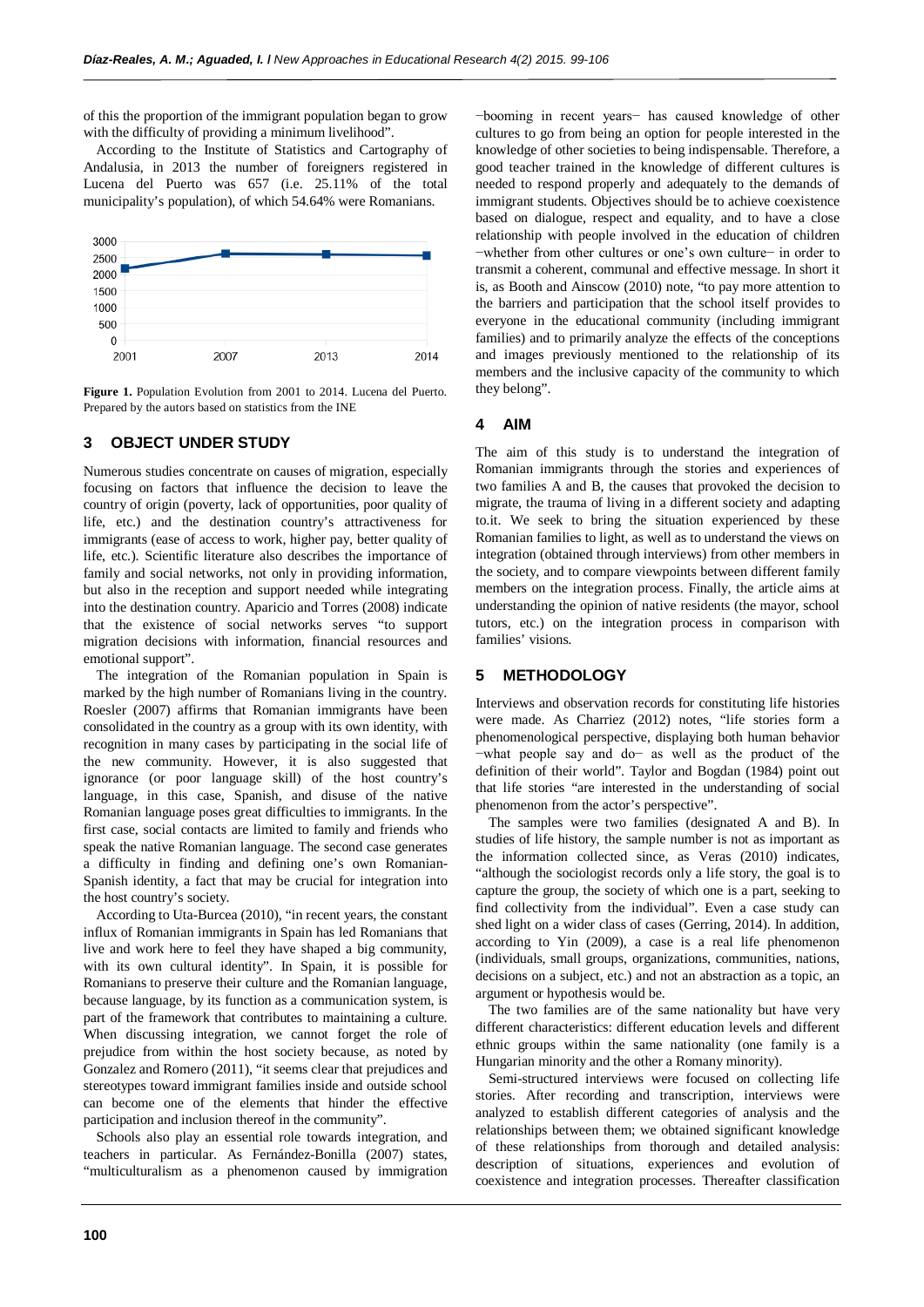of this the proportion of the immigrant population began to grow with the difficulty of providing a minimum livelihood".

According to the Institute of Statistics and Cartography of Andalusia, in 2013 the number of foreigners registered in Lucena del Puerto was 657 (i.e. 25.11% of the total municipality's population), of which 54.64% were Romanians.

**Figure 1.** Population Evolution from 2001 to 2014. Lucena del Puerto. Prepared by the autors based on statistics from the INE

## 3 OBJECT UNDER STUDY

Numerous studies concentrate on causes of migration, especially focusing on factors that influence the decision to leave the country of origin (poverty, lack of opportunities, poor quality of life, etc.) and the destination country's attractiveness for immigrants (ease of access to work, higher pay, better quality of life, etc.). Scientific literature also describes the importance of family and social networks, not only in providing information, but also in the reception and support needed while integrating into the destination country. Aparicio and Torres (2008) indicate that the existence of social networks serves "to support migration decisions with information, financial resources and emotional support".

The integration of the Romanian population in Spain is marked by the high number of Romanians living in the country. Roesler (2007) affirms that Romanian immigrants have been consolidated in the country as a group with its own identity, with recognition in many cases by participating in the social life of the new community. However, it is also suggested that ignorance (or poor language skill) of the host country's language, in this case, Spanish, and disuse of the native Romanian language poses great difficulties to immigrants. In the first case, social contacts are limited to family and friends who speak the native Romanian language. The second case generates a difficulty in finding and defining one's own Romanian-Spanish identity, a fact that may be crucial for integration into the host country's society.

According to Uta-Burcea (2010), "in recent years, the constant influx of Romanian immigrants in Spain has led Romanians that live and work here to feel they have shaped a big community, with its own cultural identity". In Spain, it is possible for Romanians to preserve their culture and the Romanian language, because language, by its function as a communication system, is part of the framework that contributes to maintaining a culture. When discussing integration, we cannot forget the role of prejudice from within the host society because, as noted by Gonzalez and Romero (2011), "it seems clear that prejudices and stereotypes toward immigrant families inside and outside school can become one of the elements that hinder the effective participation and inclusion thereof in the community".

Schools also play an essential role towards integration, and teachers in particular. As Fernández-Bonilla (2007) states, "multiculturalism as a phenomenon caused by immigration −booming in recent years− has caused knowledge of other cultures to go from being an option for people interested in the knowledge of other societies to being indispensable. Therefore, a good teacher trained in the knowledge of different cultures is needed to respond properly and adequately to the demands of immigrant students. Objectives should be to achieve coexistence based on dialogue, respect and equality, and to have a close relationship with people involved in the education of children −whether from other cultures or one's own culture− in order to transmit a coherent, communal and effective message. In short it is, as Booth and Ainscow (2010) note, "to pay more attention to the barriers and participation that the school itself provides to everyone in the educational community (including immigrant families) and to primarily analyze the effects of the conceptions and images previously mentioned to the relationship of its members and the inclusive capacity of the community to which they belong".

## 4 AIM

The aim of this study is to understand the integration of Romanian immigrants through the stories and experiences of two families A and B, the causes that provoked the decision to migrate, the trauma of living in a different society and adapting to.it. We seek to bring the situation experienced by these Romanian families to light, as well as to understand the views on integration (obtained through interviews) from other members in the society, and to compare viewpoints between different family members on the integration process. Finally, the article aims at understanding the opinion of native residents (the mayor, school tutors, etc.) on the integration process in comparison with families' visions.

## 5 METHODOLOGY

Interviews and observation records for constituting life histories were made. As Charriez (2012) notes, "life stories form a phenomenological perspective, displaying both human behavior −what people say and do− as well as the product of the definition of their world". Taylor and Bogdan (1984) point out that life stories "are interested in the understanding of social phenomenon from the actor's perspective".

The samples were two families (designated A and B). In studies of life history, the sample number is not as important as the information collected since, as Veras (2010) indicates, "although the sociologist records only a life story, the goal is to capture the group, the society of which one is a part, seeking to find collectivity from the individual". Even a case study can shed light on a wider class of cases (Gerring, 2014). In addition, according to Yin (2009), a case is a real life phenomenon (individuals, small groups, organizations, communities, nations, decisions on a subject, etc.) and not an abstraction as a topic, an argument or hypothesis would be.

The two families are of the same nationality but have very different characteristics: different education levels and different ethnic groups within the same nationality (one family is a Hungarian minority and the other a Romany minority).

Semi-structured interviews were focused on collecting life stories. After recording and transcription, interviews were analyzed to establish different categories of analysis and the relationships between them; we obtained significant knowledge of these relationships from thorough and detailed analysis: description of situations, experiences and evolution of coexistence and integration processes. Thereafter classification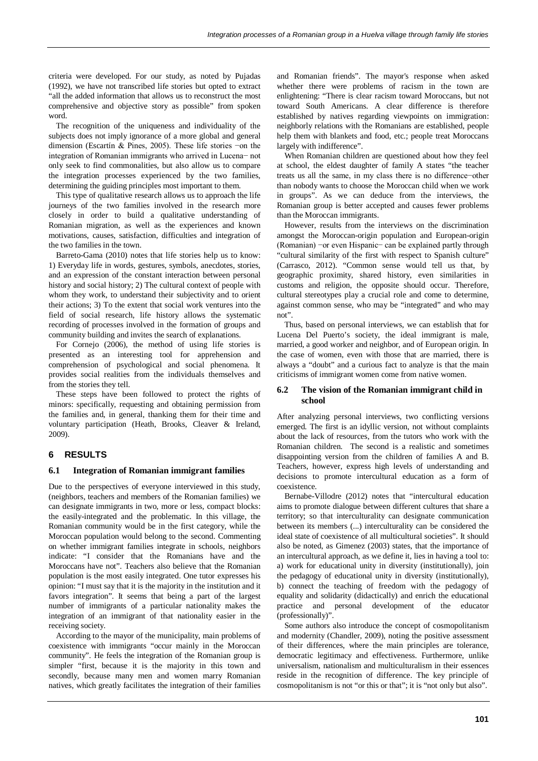criteria were developed. For our study, as noted by Pujadas (1992), we have not transcribed life stories but opted to extract "all the added information that allows us to reconstruct the most comprehensive and objective story as possible" from spoken word.

The recognition of the uniqueness and individuality of the subjects does not imply ignorance of a more global and general dimension (Escartín & Pines, 2005). These life stories −on the integration of Romanian immigrants who arrived in Lucena− not only seek to find commonalities, but also allow us to compare the integration processes experienced by the two families, determining the guiding principles most important to them.

This type of qualitative research allows us to approach the life journeys of the two families involved in the research more closely in order to build a qualitative understanding of Romanian migration, as well as the experiences and known motivations, causes, satisfaction, difficulties and integration of the two families in the town.

Barreto-Gama (2010) notes that life stories help us to know: 1) Everyday life in words, gestures, symbols, anecdotes, stories, and an expression of the constant interaction between personal history and social history; 2) The cultural context of people with whom they work, to understand their subjectivity and to orient their actions; 3) To the extent that social work ventures into the field of social research, life history allows the systematic recording of processes involved in the formation of groups and community building and invites the search of explanations.

For Cornejo (2006), the method of using life stories is presented as an interesting tool for apprehension and comprehension of psychological and social phenomena. It provides social realities from the individuals themselves and from the stories they tell.

These steps have been followed to protect the rights of minors: specifically, requesting and obtaining permission from the families and, in general, thanking them for their time and voluntary participation (Heath, Brooks, Cleaver & Ireland, 2009).

## 6 RESULTS

### 6.1 Integration of Romanian immigrant families

Due to the perspectives of everyone interviewed in this study, (neighbors, teachers and members of the Romanian families) we can designate immigrants in two, more or less, compact blocks: the easily-integrated and the problematic. In this village, the Romanian community would be in the first category, while the Moroccan population would belong to the second. Commenting on whether immigrant families integrate in schools, neighbors indicate: "I consider that the Romanians have and the Moroccans have not". Teachers also believe that the Romanian population is the most easily integrated. One tutor expresses his opinion: "I must say that it is the majority in the institution and it favors integration". It seems that being a part of the largest number of immigrants of a particular nationality makes the integration of an immigrant of that nationality easier in the receiving society.

According to the mayor of the municipality, main problems of coexistence with immigrants "occur mainly in the Moroccan community". He feels the integration of the Romanian group is simpler "first, because it is the majority in this town and secondly, because many men and women marry Romanian natives, which greatly facilitates the integration of their families and Romanian friends". The mayor's response when asked whether there were problems of racism in the town are enlightening: "There is clear racism toward Moroccans, but not toward South Americans. A clear difference is therefore established by natives regarding viewpoints on immigration: neighborly relations with the Romanians are established, people help them with blankets and food, etc.; people treat Moroccans largely with indifference".

When Romanian children are questioned about how they feel at school, the eldest daughter of family A states "the teacher treats us all the same, in my class there is no difference−other than nobody wants to choose the Moroccan child when we work in groups". As we can deduce from the interviews, the Romanian group is better accepted and causes fewer problems than the Moroccan immigrants.

However, results from the interviews on the discrimination amongst the Moroccan-origin population and European-origin (Romanian) −or even Hispanic− can be explained partly through "cultural similarity of the first with respect to Spanish culture" (Carrasco, 2012). "Common sense would tell us that, by geographic proximity, shared history, even similarities in customs and religion, the opposite should occur. Therefore, cultural stereotypes play a crucial role and come to determine, against common sense, who may be "integrated" and who may not".

Thus, based on personal interviews, we can establish that for Lucena Del Puerto's society, the ideal immigrant is male, married, a good worker and neighbor, and of European origin. In the case of women, even with those that are married, there is always a "doubt" and a curious fact to analyze is that the main criticisms of immigrant women come from native women.

### 6.2 The vision of the Romanian immigrant child in school

After analyzing personal interviews, two conflicting versions emerged. The first is an idyllic version, not without complaints about the lack of resources, from the tutors who work with the Romanian children. The second is a realistic and sometimes disappointing version from the children of families A and B. Teachers, however, express high levels of understanding and decisions to promote intercultural education as a form of coexistence.

Bernabe-Villodre (2012) notes that "intercultural education aims to promote dialogue between different cultures that share a territory; so that interculturality can designate communication between its members (...) interculturality can be considered the ideal state of coexistence of all multicultural societies". It should also be noted, as Gimenez (2003) states, that the importance of an intercultural approach, as we define it, lies in having a tool to: a) work for educational unity in diversity (institutionally), join the pedagogy of educational unity in diversity (institutionally), b) connect the teaching of freedom with the pedagogy of equality and solidarity (didactically) and enrich the educational practice and personal development of the educator (professionally)".

Some authors also introduce the concept of cosmopolitanism and modernity (Chandler, 2009), noting the positive assessment of their differences, where the main principles are tolerance, democratic legitimacy and effectiveness. Furthermore, unlike universalism, nationalism and multiculturalism in their essences reside in the recognition of difference. The key principle of cosmopolitanism is not "or this or that"; it is "not only but also".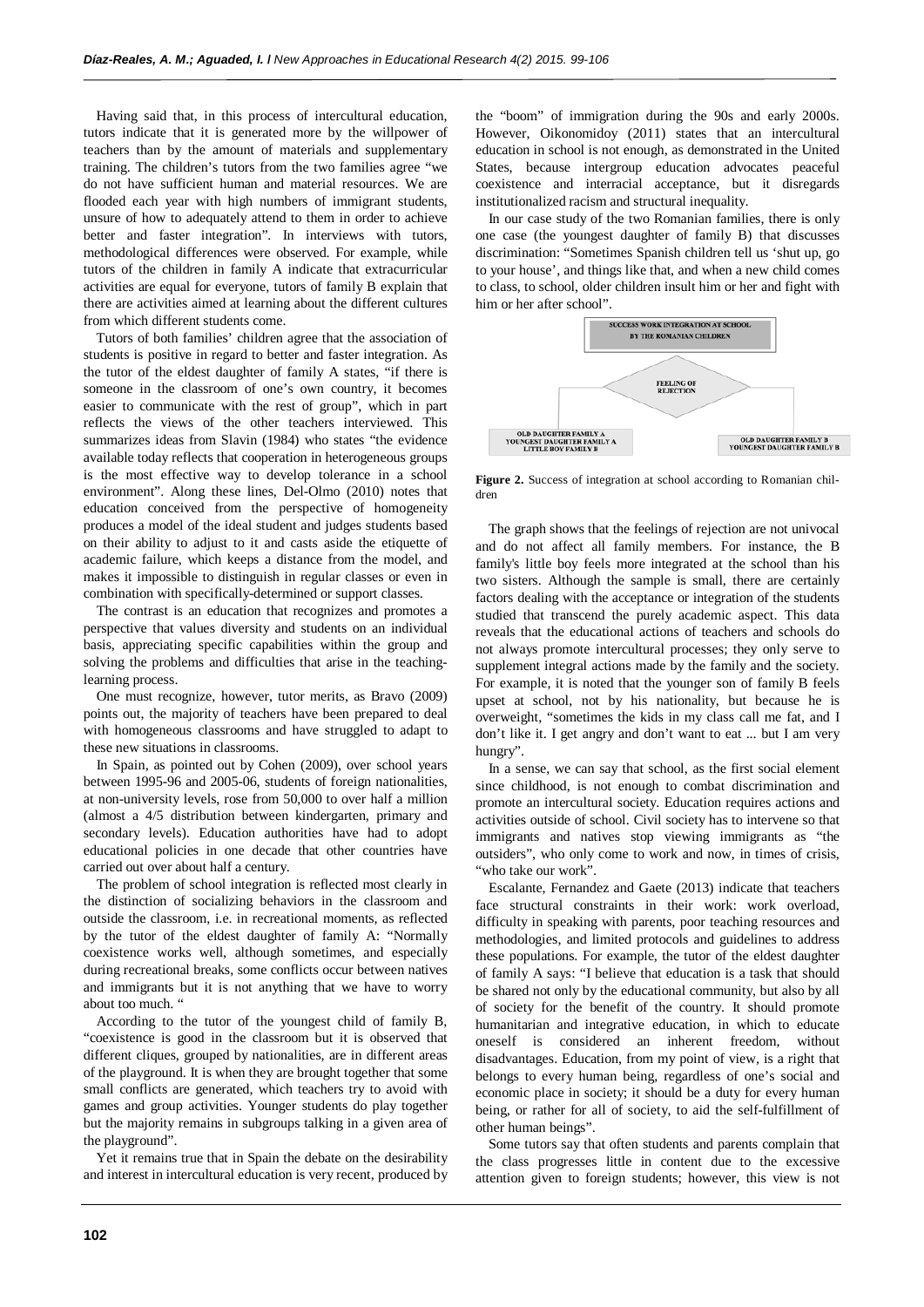Having said that, in this process of intercultural education, tutors indicate that it is generated more by the willpower of teachers than by the amount of materials and supplementary training. The children's tutors from the two families agree "we do not have sufficient human and material resources. We are flooded each year with high numbers of immigrant students, unsure of how to adequately attend to them in order to achieve better and faster integration". In interviews with tutors, methodological differences were observed. For example, while tutors of the children in family A indicate that extracurricular activities are equal for everyone, tutors of family B explain that there are activities aimed at learning about the different cultures from which different students come.

Tutors of both families' children agree that the association of students is positive in regard to better and faster integration. As the tutor of the eldest daughter of family A states, "if there is someone in the classroom of one's own country, it becomes easier to communicate with the rest of group", which in part reflects the views of the other teachers interviewed. This summarizes ideas from Slavin (1984) who states "the evidence available today reflects that cooperation in heterogeneous groups is the most effective way to develop tolerance in a school environment". Along these lines, Del-Olmo (2010) notes that education conceived from the perspective of homogeneity produces a model of the ideal student and judges students based on their ability to adjust to it and casts aside the etiquette of academic failure, which keeps a distance from the model, and makes it impossible to distinguish in regular classes or even in combination with specifically-determined or support classes.

The contrast is an education that recognizes and promotes a perspective that values diversity and students on an individual basis, appreciating specific capabilities within the group and solving the problems and difficulties that arise in the teaching-learning process.

One must recognize, however, tutor merits, as Bravo (2009) points out, the majority of teachers have been prepared to deal with homogeneous classrooms and have struggled to adapt to these new situations in classrooms.

In Spain, as pointed out by Cohen (2009), over school years between 1995-96 and 2005-06, students of foreign nationalities, at non-university levels, rose from 50,000 to over half a million (almost a 4/5 distribution between kindergarten, primary and secondary levels). Education authorities have had to adopt educational policies in one decade that other countries have carried out over about half a century.

The problem of school integration is reflected most clearly in the distinction of socializing behaviors in the classroom and outside the classroom, i.e. in recreational moments, as reflected by the tutor of the eldest daughter of family A: "Normally coexistence works well, although sometimes, and especially during recreational breaks, some conflicts occur between natives and immigrants but it is not anything that we have to worry about too much. "

According to the tutor of the youngest child of family B, "coexistence is good in the classroom but it is observed that different cliques, grouped by nationalities, are in different areas of the playground. It is when they are brought together that some small conflicts are generated, which teachers try to avoid with games and group activities. Younger students do play together but the majority remains in subgroups talking in a given area of the playground".

Yet it remains true that in Spain the debate on the desirability and interest in intercultural education is very recent, produced by the "boom" of immigration during the 90s and early 2000s. However, Oikonomidoy (2011) states that an intercultural education in school is not enough, as demonstrated in the United States, because intergroup education advocates peaceful coexistence and interracial acceptance, but it disregards institutionalized racism and structural inequality.

In our case study of the two Romanian families, there is only one case (the youngest daughter of family B) that discusses discrimination: "Sometimes Spanish children tell us 'shut up, go to your house', and things like that, and when a new child comes to class, to school, older children insult him or her and fight with him or her after school".

SUCCESS WORK INTEGRATION AT SCHOOL BY THE ROMANIAN CHILDREN

FEELING OF REJECTION

OLD DAUGHTER FAMILY A
YOUNGEST DAUGHTER FAMILY A
LITTLE BOY FAMILY B

OLD DAUGHTER FAMILY B
YOUNGEST DAUGHTER FAMILY B

**Figure 2.** Success of integration at school according to Romanian children

The graph shows that the feelings of rejection are not univocal and do not affect all family members. For instance, the B family's little boy feels more integrated at the school than his two sisters. Although the sample is small, there are certainly factors dealing with the acceptance or integration of the students studied that transcend the purely academic aspect. This data reveals that the educational actions of teachers and schools do not always promote intercultural processes; they only serve to supplement integral actions made by the family and the society. For example, it is noted that the younger son of family B feels upset at school, not by his nationality, but because he is overweight, "sometimes the kids in my class call me fat, and I don't like it. I get angry and don't want to eat ... but I am very hungry".

In a sense, we can say that school, as the first social element since childhood, is not enough to combat discrimination and promote an intercultural society. Education requires actions and activities outside of school. Civil society has to intervene so that immigrants and natives stop viewing immigrants as "the outsiders", who only come to work and now, in times of crisis, "who take our work".

Escalante, Fernandez and Gaete (2013) indicate that teachers face structural constraints in their work: work overload, difficulty in speaking with parents, poor teaching resources and methodologies, and limited protocols and guidelines to address these populations. For example, the tutor of the eldest daughter of family A says: "I believe that education is a task that should be shared not only by the educational community, but also by all of society for the benefit of the country. It should promote humanitarian and integrative education, in which to educate oneself is considered an inherent freedom, without disadvantages. Education, from my point of view, is a right that belongs to every human being, regardless of one's social and economic place in society; it should be a duty for every human being, or rather for all of society, to aid the self-fulfillment of other human beings".

Some tutors say that often students and parents complain that the class progresses little in content due to the excessive attention given to foreign students; however, this view is not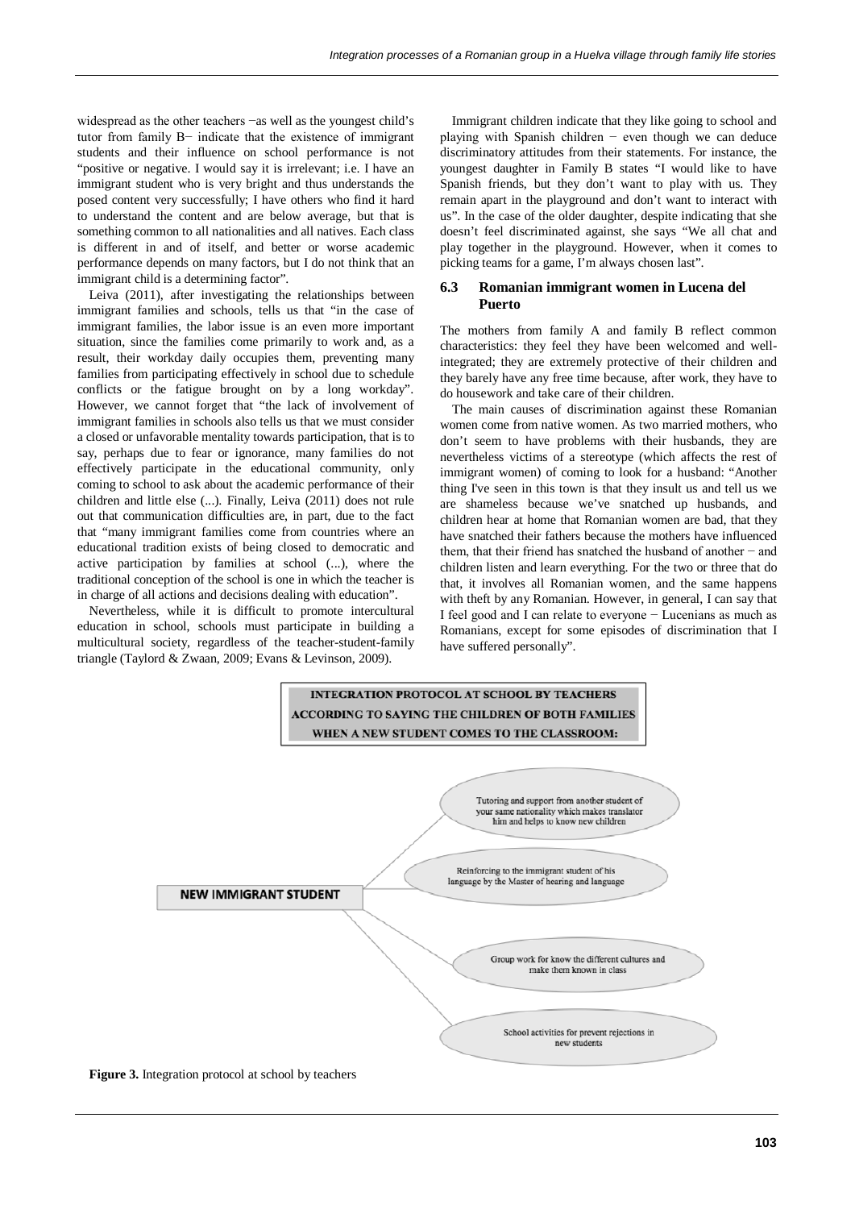widespread as the other teachers −as well as the youngest child's tutor from family B− indicate that the existence of immigrant students and their influence on school performance is not "positive or negative. I would say it is irrelevant; i.e. I have an immigrant student who is very bright and thus understands the posed content very successfully; I have others who find it hard to understand the content and are below average, but that is something common to all nationalities and all natives. Each class is different in and of itself, and better or worse academic performance depends on many factors, but I do not think that an immigrant child is a determining factor".

Leiva (2011), after investigating the relationships between immigrant families and schools, tells us that "in the case of immigrant families, the labor issue is an even more important situation, since the families come primarily to work and, as a result, their workday daily occupies them, preventing many families from participating effectively in school due to schedule conflicts or the fatigue brought on by a long workday". However, we cannot forget that "the lack of involvement of immigrant families in schools also tells us that we must consider a closed or unfavorable mentality towards participation, that is to say, perhaps due to fear or ignorance, many families do not effectively participate in the educational community, only coming to school to ask about the academic performance of their children and little else (...). Finally, Leiva (2011) does not rule out that communication difficulties are, in part, due to the fact that "many immigrant families come from countries where an educational tradition exists of being closed to democratic and active participation by families at school (...), where the traditional conception of the school is one in which the teacher is in charge of all actions and decisions dealing with education".

Nevertheless, while it is difficult to promote intercultural education in school, schools must participate in building a multicultural society, regardless of the teacher-student-family triangle (Taylord & Zwaan, 2009; Evans & Levinson, 2009).

Immigrant children indicate that they like going to school and playing with Spanish children − even though we can deduce discriminatory attitudes from their statements. For instance, the youngest daughter in Family B states "I would like to have Spanish friends, but they don't want to play with us. They remain apart in the playground and don't want to interact with us". In the case of the older daughter, despite indicating that she doesn't feel discriminated against, she says "We all chat and play together in the playground. However, when it comes to picking teams for a game, I'm always chosen last".

### 6.3 Romanian immigrant women in Lucena del Puerto

The mothers from family A and family B reflect common characteristics: they feel they have been welcomed and well-integrated; they are extremely protective of their children and they barely have any free time because, after work, they have to do housework and take care of their children.

The main causes of discrimination against these Romanian women come from native women. As two married mothers, who don't seem to have problems with their husbands, they are nevertheless victims of a stereotype (which affects the rest of immigrant women) of coming to look for a husband: "Another thing I've seen in this town is that they insult us and tell us we are shameless because we've snatched up husbands, and children hear at home that Romanian women are bad, that they have snatched their fathers because the mothers have influenced them, that their friend has snatched the husband of another − and children listen and learn everything. For the two or three that do that, it involves all Romanian women, and the same happens with theft by any Romanian. However, in general, I can say that I feel good and I can relate to everyone − Lucenians as much as Romanians, except for some episodes of discrimination that I have suffered personally".

**INTEGRATION PROTOCOL AT SCHOOL BY TEACHERS ACCORDING TO SAYING THE CHILDREN OF BOTH FAMILIES WHEN A NEW STUDENT COMES TO THE CLASSROOM:**

NEW IMMIGRANT STUDENT

- Tutoring and support from another student of your same nationality which makes translator him and helps to know new children
- Reinforcing to the immigrant student of his language by the Master of hearing and language
- Group work for know the different cultures and make them known in class
- School activities for prevent rejections in new students

**Figure 3.** Integration protocol at school by teachers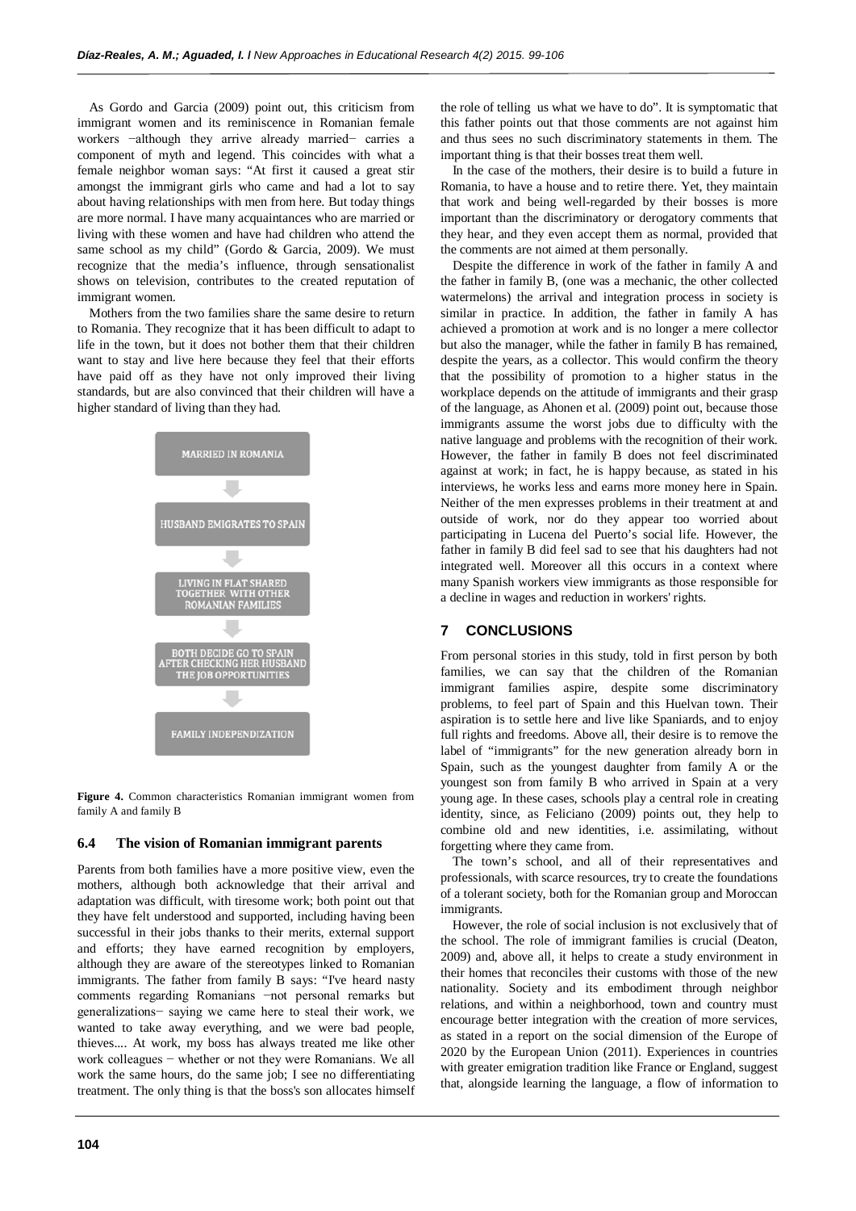As Gordo and Garcia (2009) point out, this criticism from immigrant women and its reminiscence in Romanian female workers −although they arrive already married− carries a component of myth and legend. This coincides with what a female neighbor woman says: "At first it caused a great stir amongst the immigrant girls who came and had a lot to say about having relationships with men from here. But today things are more normal. I have many acquaintances who are married or living with these women and have had children who attend the same school as my child" (Gordo & Garcia, 2009). We must recognize that the media's influence, through sensationalist shows on television, contributes to the created reputation of immigrant women.

Mothers from the two families share the same desire to return to Romania. They recognize that it has been difficult to adapt to life in the town, but it does not bother them that their children want to stay and live here because they feel that their efforts have paid off as they have not only improved their living standards, but are also convinced that their children will have a higher standard of living than they had.

MARRIED IN ROMANIA

↓

HUSBAND EMIGRATES TO SPAIN

↓

LIVING IN FLAT SHARED TOGETHER WITH OTHER ROMANIAN FAMILIES

↓

BOTH DECIDE GO TO SPAIN AFTER CHECKING HER HUSBAND THE JOB OPPORTUNITIES

↓

FAMILY INDEPENDIZATION

**Figure 4.** Common characteristics Romanian immigrant women from family A and family B

### 6.4 The vision of Romanian immigrant parents

Parents from both families have a more positive view, even the mothers, although both acknowledge that their arrival and adaptation was difficult, with tiresome work; both point out that they have felt understood and supported, including having been successful in their jobs thanks to their merits, external support and efforts; they have earned recognition by employers, although they are aware of the stereotypes linked to Romanian immigrants. The father from family B says: "I've heard nasty comments regarding Romanians −not personal remarks but generalizations− saying we came here to steal their work, we wanted to take away everything, and we were bad people, thieves.... At work, my boss has always treated me like other work colleagues − whether or not they were Romanians. We all work the same hours, do the same job; I see no differentiating treatment. The only thing is that the boss's son allocates himself the role of telling us what we have to do". It is symptomatic that this father points out that those comments are not against him and thus sees no such discriminatory statements in them. The important thing is that their bosses treat them well.

In the case of the mothers, their desire is to build a future in Romania, to have a house and to retire there. Yet, they maintain that work and being well-regarded by their bosses is more important than the discriminatory or derogatory comments that they hear, and they even accept them as normal, provided that the comments are not aimed at them personally.

Despite the difference in work of the father in family A and the father in family B, (one was a mechanic, the other collected watermelons) the arrival and integration process in society is similar in practice. In addition, the father in family A has achieved a promotion at work and is no longer a mere collector but also the manager, while the father in family B has remained, despite the years, as a collector. This would confirm the theory that the possibility of promotion to a higher status in the workplace depends on the attitude of immigrants and their grasp of the language, as Ahonen et al. (2009) point out, because those immigrants assume the worst jobs due to difficulty with the native language and problems with the recognition of their work. However, the father in family B does not feel discriminated against at work; in fact, he is happy because, as stated in his interviews, he works less and earns more money here in Spain. Neither of the men expresses problems in their treatment at and outside of work, nor do they appear too worried about participating in Lucena del Puerto's social life. However, the father in family B did feel sad to see that his daughters had not integrated well. Moreover all this occurs in a context where many Spanish workers view immigrants as those responsible for a decline in wages and reduction in workers' rights.

## 7 CONCLUSIONS

From personal stories in this study, told in first person by both families, we can say that the children of the Romanian immigrant families aspire, despite some discriminatory problems, to feel part of Spain and this Huelvan town. Their aspiration is to settle here and live like Spaniards, and to enjoy full rights and freedoms. Above all, their desire is to remove the label of "immigrants" for the new generation already born in Spain, such as the youngest daughter from family A or the youngest son from family B who arrived in Spain at a very young age. In these cases, schools play a central role in creating identity, since, as Feliciano (2009) points out, they help to combine old and new identities, i.e. assimilating, without forgetting where they came from.

The town's school, and all of their representatives and professionals, with scarce resources, try to create the foundations of a tolerant society, both for the Romanian group and Moroccan immigrants.

However, the role of social inclusion is not exclusively that of the school. The role of immigrant families is crucial (Deaton, 2009) and, above all, it helps to create a study environment in their homes that reconciles their customs with those of the new nationality. Society and its embodiment through neighbor relations, and within a neighborhood, town and country must encourage better integration with the creation of more services, as stated in a report on the social dimension of the Europe of 2020 by the European Union (2011). Experiences in countries with greater emigration tradition like France or England, suggest that, alongside learning the language, a flow of information to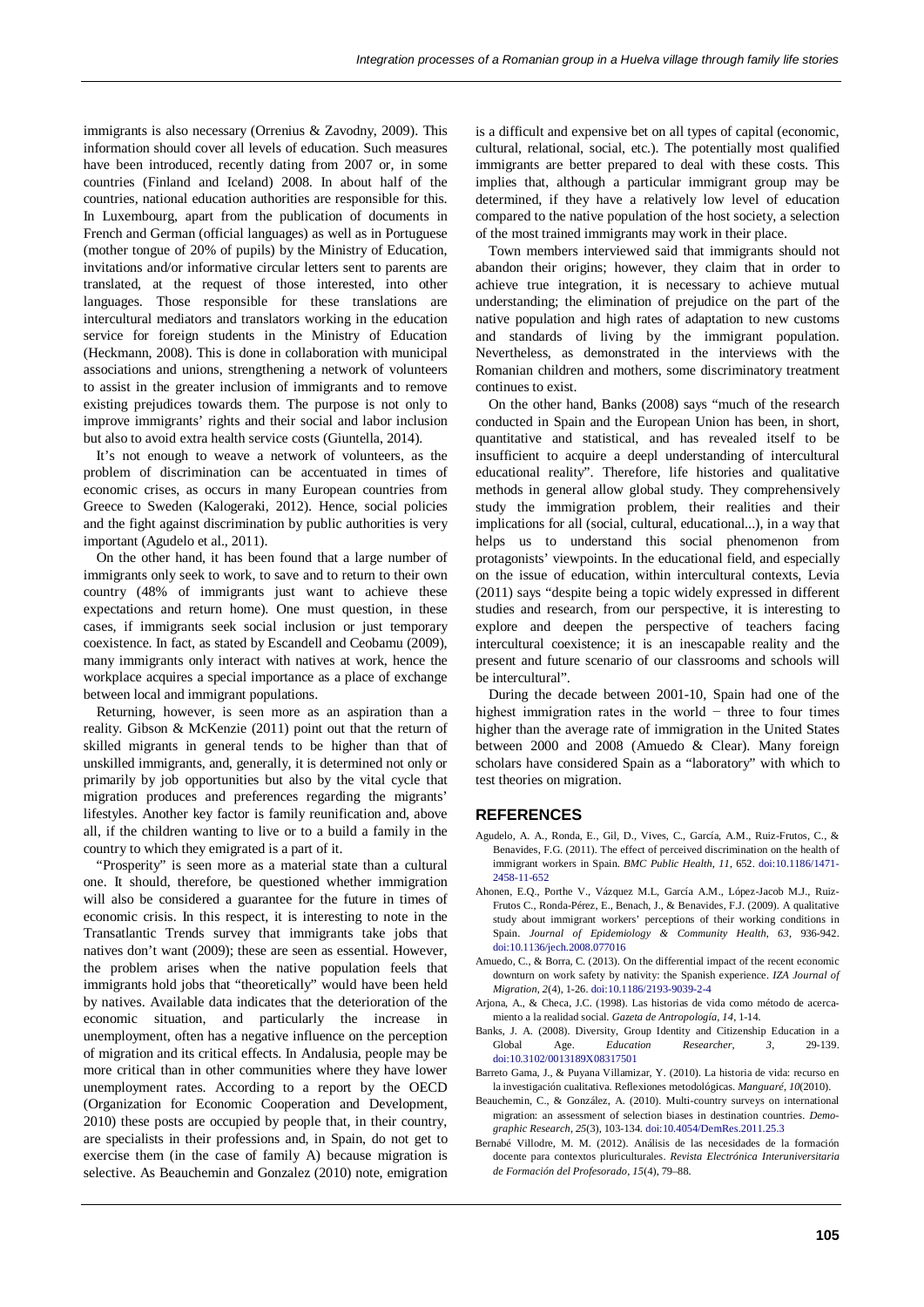immigrants is also necessary (Orrenius & Zavodny, 2009). This information should cover all levels of education. Such measures have been introduced, recently dating from 2007 or, in some countries (Finland and Iceland) 2008. In about half of the countries, national education authorities are responsible for this. In Luxembourg, apart from the publication of documents in French and German (official languages) as well as in Portuguese (mother tongue of 20% of pupils) by the Ministry of Education, invitations and/or informative circular letters sent to parents are translated, at the request of those interested, into other languages. Those responsible for these translations are intercultural mediators and translators working in the education service for foreign students in the Ministry of Education (Heckmann, 2008). This is done in collaboration with municipal associations and unions, strengthening a network of volunteers to assist in the greater inclusion of immigrants and to remove existing prejudices towards them. The purpose is not only to improve immigrants' rights and their social and labor inclusion but also to avoid extra health service costs (Giuntella, 2014).

It's not enough to weave a network of volunteers, as the problem of discrimination can be accentuated in times of economic crises, as occurs in many European countries from Greece to Sweden (Kalogeraki, 2012). Hence, social policies and the fight against discrimination by public authorities is very important (Agudelo et al., 2011).

On the other hand, it has been found that a large number of immigrants only seek to work, to save and to return to their own country (48% of immigrants just want to achieve these expectations and return home). One must question, in these cases, if immigrants seek social inclusion or just temporary coexistence. In fact, as stated by Escandell and Ceobamu (2009), many immigrants only interact with natives at work, hence the workplace acquires a special importance as a place of exchange between local and immigrant populations.

Returning, however, is seen more as an aspiration than a reality. Gibson & McKenzie (2011) point out that the return of skilled migrants in general tends to be higher than that of unskilled immigrants, and, generally, it is determined not only or primarily by job opportunities but also by the vital cycle that migration produces and preferences regarding the migrants' lifestyles. Another key factor is family reunification and, above all, if the children wanting to live or to a build a family in the country to which they emigrated is a part of it.

"Prosperity" is seen more as a material state than a cultural one. It should, therefore, be questioned whether immigration will also be considered a guarantee for the future in times of economic crisis. In this respect, it is interesting to note in the Transatlantic Trends survey that immigrants take jobs that natives don't want (2009); these are seen as essential. However, the problem arises when the native population feels that immigrants hold jobs that "theoretically" would have been held by natives. Available data indicates that the deterioration of the economic situation, and particularly the increase in unemployment, often has a negative influence on the perception of migration and its critical effects. In Andalusia, people may be more critical than in other communities where they have lower unemployment rates. According to a report by the OECD (Organization for Economic Cooperation and Development, 2010) these posts are occupied by people that, in their country, are specialists in their professions and, in Spain, do not get to exercise them (in the case of family A) because migration is selective. As Beauchemin and Gonzalez (2010) note, emigration is a difficult and expensive bet on all types of capital (economic, cultural, relational, social, etc.). The potentially most qualified immigrants are better prepared to deal with these costs. This implies that, although a particular immigrant group may be determined, if they have a relatively low level of education compared to the native population of the host society, a selection of the most trained immigrants may work in their place.

Town members interviewed said that immigrants should not abandon their origins; however, they claim that in order to achieve true integration, it is necessary to achieve mutual understanding; the elimination of prejudice on the part of the native population and high rates of adaptation to new customs and standards of living by the immigrant population. Nevertheless, as demonstrated in the interviews with the Romanian children and mothers, some discriminatory treatment continues to exist.

On the other hand, Banks (2008) says "much of the research conducted in Spain and the European Union has been, in short, quantitative and statistical, and has revealed itself to be insufficient to acquire a deepl understanding of intercultural educational reality". Therefore, life histories and qualitative methods in general allow global study. They comprehensively study the immigration problem, their realities and their implications for all (social, cultural, educational...), in a way that helps us to understand this social phenomenon from protagonists' viewpoints. In the educational field, and especially on the issue of education, within intercultural contexts, Levia (2011) says "despite being a topic widely expressed in different studies and research, from our perspective, it is interesting to explore and deepen the perspective of teachers facing intercultural coexistence; it is an inescapable reality and the present and future scenario of our classrooms and schools will be intercultural".

During the decade between 2001-10, Spain had one of the highest immigration rates in the world − three to four times higher than the average rate of immigration in the United States between 2000 and 2008 (Amuedo & Clear). Many foreign scholars have considered Spain as a "laboratory" with which to test theories on migration.

## REFERENCES

Agudelo, A. A., Ronda, E., Gil, D., Vives, C., García, A.M., Ruiz-Frutos, C., & Benavides, F.G. (2011). The effect of perceived discrimination on the health of immigrant workers in Spain. *BMC Public Health*, *11*, 652. doi:10.1186/1471-2458-11-652

Ahonen, E.Q., Porthe V., Vázquez M.L, García A.M., López-Jacob M.J., Ruiz-Frutos C., Ronda-Pérez, E., Benach, J., & Benavides, F.J. (2009). A qualitative study about immigrant workers' perceptions of their working conditions in Spain. *Journal of Epidemiology & Community Health*, *63*, 936-942. doi:10.1136/jech.2008.077016

Amuedo, C., & Borra, C. (2013). On the differential impact of the recent economic downturn on work safety by nativity: the Spanish experience. *IZA Journal of Migration*, *2*(4), 1-26. doi:10.1186/2193-9039-2-4

Arjona, A., & Checa, J.C. (1998). Las historias de vida como método de acercamiento a la realidad social. *Gazeta de Antropología*, *14*, 1-14.

Banks, J. A. (2008). Diversity, Group Identity and Citizenship Education in a Global Age. *Education Researcher*, *3*, 29-139. doi:10.3102/0013189X08317501

Barreto Gama, J., & Puyana Villamizar, Y. (2010). La historia de vida: recurso en la investigación cualitativa. Reflexiones metodológicas. *Manguaré*, *10*(2010).

Beauchemin, C., & González, A. (2010). Multi-country surveys on international migration: an assessment of selection biases in destination countries. *Demographic Research*, *25*(3), 103-134. doi:10.4054/DemRes.2011.25.3

Bernabé Villodre, M. M. (2012). Análisis de las necesidades de la formación docente para contextos pluriculturales. *Revista Electrónica Interuniversitaria de Formación del Profesorado*, *15*(4), 79–88.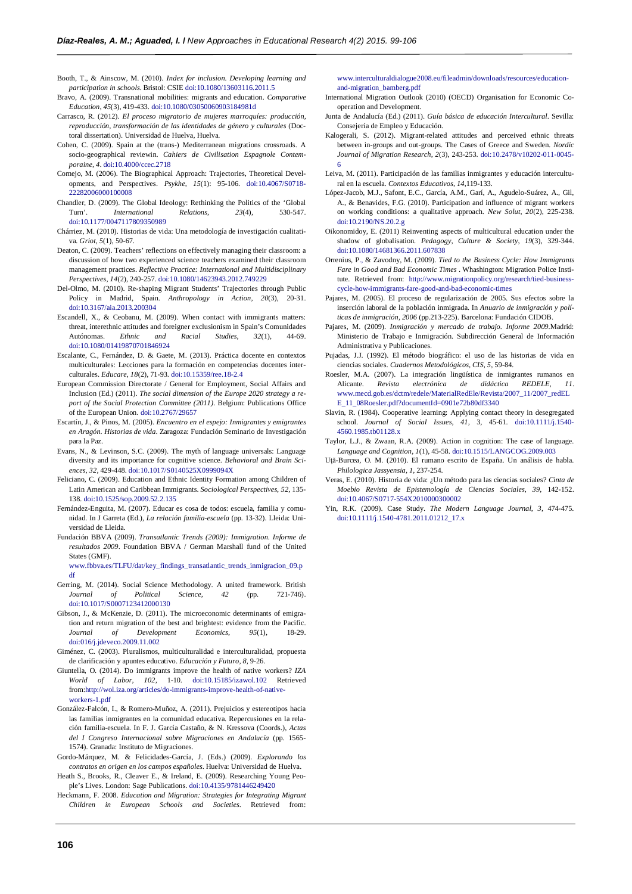Booth, T., & Ainscow, M. (2010). *Index for inclusion. Developing learning and participation in schools*. Bristol: CSIE doi:10.1080/13603116.2011.5

Bravo, A. (2009). Transnational mobilities: migrants and education. *Comparative Education, 45*(3), 419-433. doi:10.1080/03050060903184981d

Carrasco, R. (2012). *El proceso migratorio de mujeres marroquíes: producción, reproducción, transformación de las identidades de género y culturales* (Doctoral dissertation). Universidad de Huelva, Huelva.

Cohen, C. (2009). Spain at the (trans-) Mediterranean migrations crossroads. A socio-geographical reviewin. *Cahiers de Civilisation Espagnole Contemporaine, 4*. doi:10.4000/ccec.2718

Cornejo, M. (2006). The Biographical Approach: Trajectories, Theoretical Developments, and Perspectives. *Psykhe, 15*(1): 95-106. doi:10.4067/S0718-22282006000100008

Chandler, D. (2009). The Global Ideology: Rethinking the Politics of the 'Global Turn'. *International Relations, 23*(4), 530-547. doi:10.1177/0047117809350989

Chárriez, M. (2010). Historias de vida: Una metodología de investigación cualitativa. *Griot, 5*(1), 50-67.

Deaton, C. (2009). Teachers' reflections on effectively managing their classroom: a discussion of how two experienced science teachers examined their classroom management practices. *Reflective Practice: International and Multidisciplinary Perspectives, 14*(2), 240-257. doi:10.1080/14623943.2012.749229

Del-Olmo, M. (2010). Re-shaping Migrant Students' Trajectories through Public Policy in Madrid, Spain. *Anthropology in Action, 20*(3), 20-31. doi:10.3167/aia.2013.200304

Escandell, X., & Ceobanu, M. (2009). When contact with immigrants matters: threat, interethnic attitudes and foreigner exclusionism in Spain's Comunidades Autónomas. *Ethnic and Racial Studies, 32*(1), 44-69. doi:10.1080/01419870701846924

Escalante, C., Fernández, D. & Gaete, M. (2013). Práctica docente en contextos multiculturales: Lecciones para la formación en competencias docentes interculturales. *Educare, 18*(2), 71-93. doi:10.15359/ree.18-2.4

European Commission Directorate / General for Employment, Social Affairs and Inclusion (Ed.) (2011). *The social dimension of the Europe 2020 strategy a report of the Social Protection Committee (2011)*. Belgium: Publications Office of the European Union. doi:10.2767/29657

Escartín, J., & Pinos, M. (2005). *Encuentro en el espejo: Inmigrantes y emigrantes en Aragón. Historias de vida*. Zaragoza: Fundación Seminario de Investigación para la Paz.

Evans, N., & Levinson, S.C. (2009). The myth of language universals: Language diversity and its importance for cognitive science. *Behavioral and Brain Sciences, 32*, 429-448. doi:10.1017/S0140525X0999094X

Feliciano, C. (2009). Education and Ethnic Identity Formation among Children of Latin American and Caribbean Immigrants. *Sociological Perspectives, 52*, 135-138. doi:10.1525/sop.2009.52.2.135

Fernández-Enguita, M. (2007). Educar es cosa de todos: escuela, familia y comunidad. In J Garreta (Ed.), *La relación familia-escuela* (pp. 13-32). Lleida: Universidad de Lleida.

Fundación BBVA (2009). *Transatlantic Trends (2009): Immigration. Informe de resultados 2009*. Foundation BBVA / German Marshall fund of the United States (GMF). www.fbbva.es/TLFU/dat/key_findings_transatlantic_trends_inmigracion_09.pdf

Gerring, M. (2014). Social Science Methodology. A united framework. British *Journal of Political Science, 42* (pp. 721-746). doi:10.1017/S0007123412000130

Gibson, J., & McKenzie, D. (2011). The microeconomic determinants of emigration and return migration of the best and brightest: evidence from the Pacific. *Journal of Development Economics, 95*(1), 18-29. doi:016/j.jdeveco.2009.11.002

Giménez, C. (2003). Pluralismos, multiculturalidad e interculturalidad, propuesta de clarificación y apuntes educativo. *Educación y Futuro, 8*, 9-26.

Giuntella, O. (2014). Do immigrants improve the health of native workers? *IZA World of Labor, 102*, 1-10. doi:10.15185/izawol.102 Retrieved from:http://wol.iza.org/articles/do-immigrants-improve-health-of-native-workers-1.pdf

González-Falcón, I., & Romero-Muñoz, A. (2011). Prejuicios y estereotipos hacia las familias inmigrantes en la comunidad educativa. Repercusiones en la relación familia-escuela. In F. J. García Castaño, & N. Kressova (Coords.), *Actas del I Congreso Internacional sobre Migraciones en Andalucía* (pp. 1565-1574). Granada: Instituto de Migraciones.

Gordo-Márquez, M. & Felicidades-García, J. (Eds.) (2009). *Explorando los contratos en origen en los campos españoles*. Huelva: Universidad de Huelva.

Heath S., Brooks, R., Cleaver E., & Ireland, E. (2009). Researching Young People's Lives. London: Sage Publications. doi:10.4135/9781446249420

Heckmann, F. 2008. *Education and Migration: Strategies for Integrating Migrant Children in European Schools and Societies*. Retrieved from: www.interculturaldialogue2008.eu/fileadmin/downloads/resources/education-and-migration_bamberg.pdf

International Migration Outlook (2010) (OECD) Organisation for Economic Co-operation and Development.

Junta de Andalucía (Ed.) (2011). *Guía básica de educación Intercultural*. Sevilla: Consejería de Empleo y Educación.

Kalogerali, S. (2012). Migrant-related attitudes and perceived ethnic threats between in-groups and out-groups. The Cases of Greece and Sweden. *Nordic Journal of Migration Research, 2*(3), 243-253. doi:10.2478/v10202-011-0045-6

Leiva, M. (2011). Participación de las familias inmigrantes y educación intercultural en la escuela. *Contextos Educativos, 14*,119-133.

López-Jacob, M.J., Safont, E.C., García, A.M., Garí, A., Agudelo-Suárez, A., Gil, A., & Benavides, F.G. (2010). Participation and influence of migrant workers on working conditions: a qualitative approach. *New Solut, 20*(2), 225-238. doi:10.2190/NS.20.2.g

Oikonomidoy, E. (2011) Reinventing aspects of multicultural education under the shadow of globalisation. *Pedagogy, Culture & Society, 19*(3), 329-344. doi:10.1080/14681366.2011.607838

Orrenius, P., & Zavodny, M. (2009). *Tied to the Business Cycle: How Immigrants Fare in Good and Bad Economic Times* . Whashington: Migration Police Institute. Retrieved from: http://www.migrationpolicy.org/research/tied-business-cycle-how-immigrants-fare-good-and-bad-economic-times

Pajares, M. (2005). El proceso de regularización de 2005. Sus efectos sobre la inserción laboral de la población inmigrada. In *Anuario de inmigración y políticas de inmigración, 2006* (pp.213-225). Barcelona: Fundación CIDOB.

Pajares, M. (2009). *Inmigración y mercado de trabajo. Informe 2009*.Madrid: Ministerio de Trabajo e Inmigración. Subdirección General de Información Administrativa y Publicaciones.

Pujadas, J.J. (1992). El método biográfico: el uso de las historias de vida en ciencias sociales. *Cuadernos Metodológicos, CIS, 5*, 59-84.

Roesler, M.A. (2007). La integración lingüística de inmigrantes rumanos en Alicante. *Revista electrónica de didáctica REDELE, 11*. www.mecd.gob.es/dctm/redele/MaterialRedEle/Revista/2007_11/2007_redELE_11_08Roesler.pdf?documentId=0901e72b80df3340

Slavin, R. (1984). Cooperative learning: Applying contact theory in desegregated school. *Journal of Social Issues, 41*, 3, 45-61. doi:10.1111/j.1540-4560.1985.tb01128.x

Taylor, L.J., & Zwaan, R.A. (2009). Action in cognition: The case of language. *Language and Cognition, 1*(1), 45-58. doi:10.1515/LANGCOG.2009.003

Uţă-Burcea, O. M. (2010). El rumano escrito de España. Un análisis de habla. *Philologica Jassyensia, 1*, 237-254.

Veras, E. (2010). Historia de vida: ¿Un método para las ciencias sociales? *Cinta de Moebio Revista de Epistemología de Ciencias Sociales, 39*, 142-152. doi:10.4067/S0717-554X2010000300002

Yin, R.K. (2009). Case Study. *The Modern Language Journal, 3*, 474-475. doi:10.1111/j.1540-4781.2011.01212_17.x